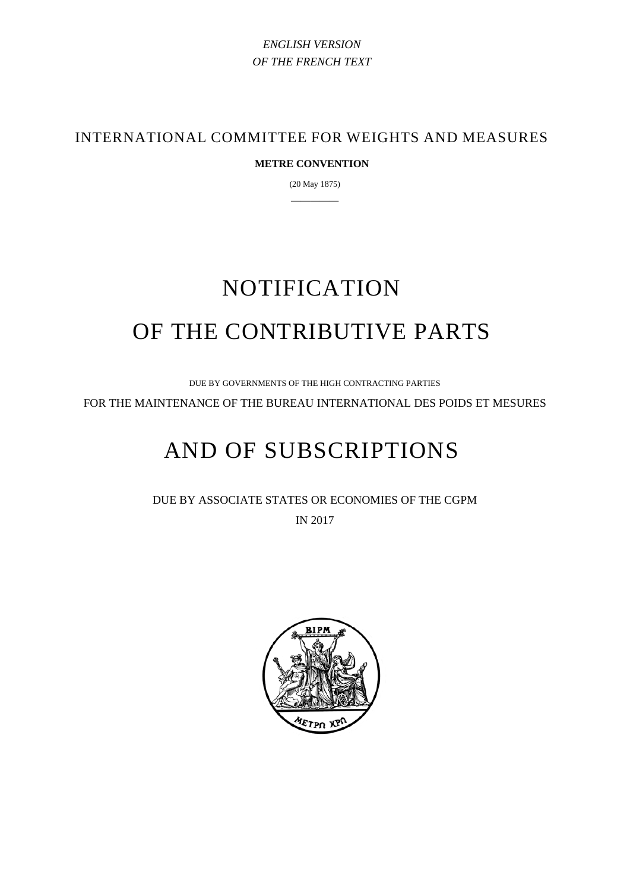*ENGLISH VERSION*
*OF THE FRENCH TEXT*

## INTERNATIONAL COMMITTEE FOR WEIGHTS AND MEASURES

**METRE CONVENTION**

(20 May 1875)

---

# NOTIFICATION
# OF THE CONTRIBUTIVE PARTS

DUE BY GOVERNMENTS OF THE HIGH CONTRACTING PARTIES

FOR THE MAINTENANCE OF THE BUREAU INTERNATIONAL DES POIDS ET MESURES

# AND OF SUBSCRIPTIONS

DUE BY ASSOCIATE STATES OR ECONOMIES OF THE CGPM

IN 2017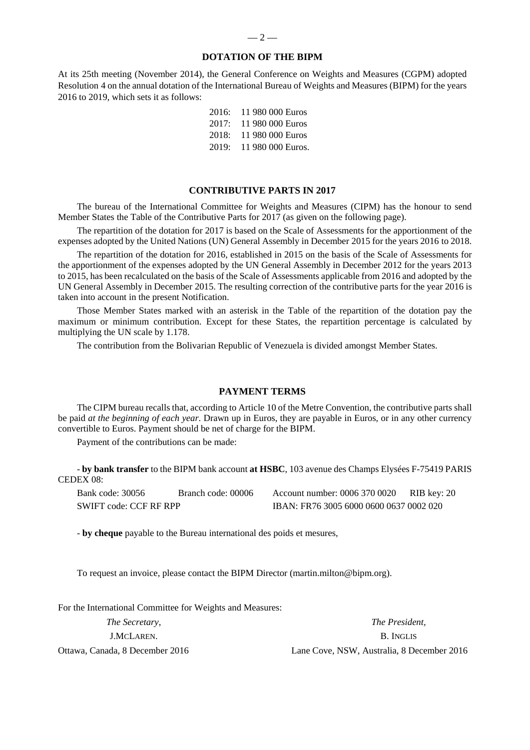## DOTATION OF THE BIPM

At its 25th meeting (November 2014), the General Conference on Weights and Measures (CGPM) adopted Resolution 4 on the annual dotation of the International Bureau of Weights and Measures (BIPM) for the years 2016 to 2019, which sets it as follows:

2016: 11 980 000 Euros
2017: 11 980 000 Euros
2018: 11 980 000 Euros
2019: 11 980 000 Euros.

## CONTRIBUTIVE PARTS IN 2017

The bureau of the International Committee for Weights and Measures (CIPM) has the honour to send Member States the Table of the Contributive Parts for 2017 (as given on the following page).

The repartition of the dotation for 2017 is based on the Scale of Assessments for the apportionment of the expenses adopted by the United Nations (UN) General Assembly in December 2015 for the years 2016 to 2018.

The repartition of the dotation for 2016, established in 2015 on the basis of the Scale of Assessments for the apportionment of the expenses adopted by the UN General Assembly in December 2012 for the years 2013 to 2015, has been recalculated on the basis of the Scale of Assessments applicable from 2016 and adopted by the UN General Assembly in December 2015. The resulting correction of the contributive parts for the year 2016 is taken into account in the present Notification.

Those Member States marked with an asterisk in the Table of the repartition of the dotation pay the maximum or minimum contribution. Except for these States, the repartition percentage is calculated by multiplying the UN scale by 1.178.

The contribution from the Bolivarian Republic of Venezuela is divided amongst Member States.

## PAYMENT TERMS

The CIPM bureau recalls that, according to Article 10 of the Metre Convention, the contributive parts shall be paid *at the beginning of each year*. Drawn up in Euros, they are payable in Euros, or in any other currency convertible to Euros. Payment should be net of charge for the BIPM.

Payment of the contributions can be made:

- **by bank transfer** to the BIPM bank account **at HSBC**, 103 avenue des Champs Elysées F-75419 PARIS CEDEX 08:

Bank code: 30056 Branch code: 00006 Account number: 0006 370 0020 RIB key: 20
SWIFT code: CCF RF RPP IBAN: FR76 3005 6000 0600 0637 0002 020

- **by cheque** payable to the Bureau international des poids et mesures,

To request an invoice, please contact the BIPM Director (martin.milton@bipm.org).

For the International Committee for Weights and Measures:

*The Secretary*,
J.McLaren.
Ottawa, Canada, 8 December 2016

*The President*,
B. Inglis
Lane Cove, NSW, Australia, 8 December 2016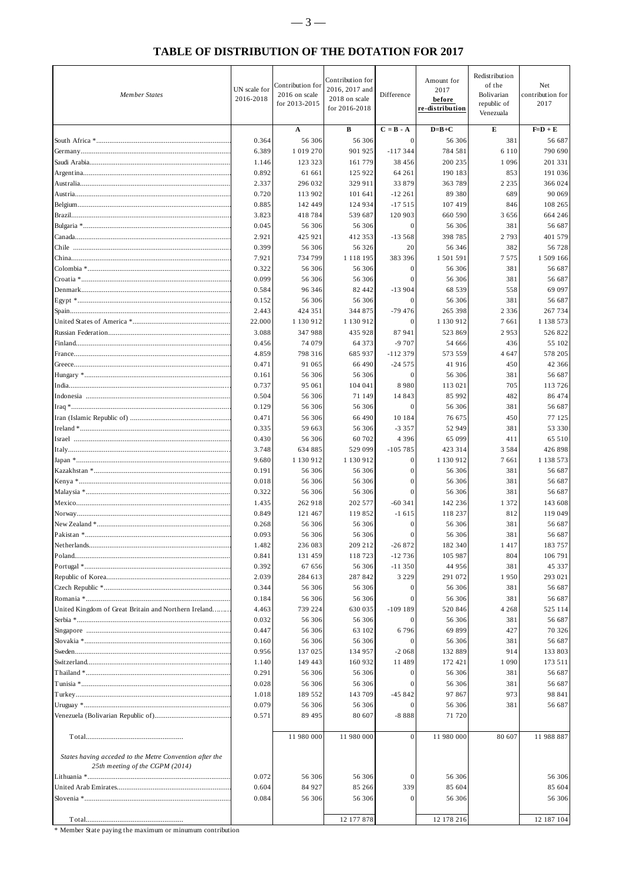## TABLE OF DISTRIBUTION OF THE DOTATION FOR 2017

| *Member States* | UN scale for 2016-2018 | Contribution for 2016 on scale for 2013-2015 | Contribution for 2016, 2017 and 2018 on scale for 2016-2018 | Difference | Amount for 2017 **before re-distribution** | Redistribution of the Bolivarian republic of Venezuela | Net contribution for 2017 |
|---|---|---|---|---|---|---|---|
| | | **A** | **B** | **C = B - A** | **D=B+C** | **E** | **F=D + E** |
| South Africa * | 0.364 | 56 306 | 56 306 | 0 | 56 306 | 381 | 56 687 |
| Germany | 6.389 | 1 019 270 | 901 925 | -117 344 | 784 581 | 6 110 | 790 690 |
| Saudi Arabia | 1.146 | 123 323 | 161 779 | 38 456 | 200 235 | 1 096 | 201 331 |
| Argentina | 0.892 | 61 661 | 125 922 | 64 261 | 190 183 | 853 | 191 036 |
| Australia | 2.337 | 296 032 | 329 911 | 33 879 | 363 789 | 2 235 | 366 024 |
| Austria | 0.720 | 113 902 | 101 641 | -12 261 | 89 380 | 689 | 90 069 |
| Belgium | 0.885 | 142 449 | 124 934 | -17 515 | 107 419 | 846 | 108 265 |
| Brazil | 3.823 | 418 784 | 539 687 | 120 903 | 660 590 | 3 656 | 664 246 |
| Bulgaria * | 0.045 | 56 306 | 56 306 | 0 | 56 306 | 381 | 56 687 |
| Canada | 2.921 | 425 921 | 412 353 | -13 568 | 398 785 | 2 793 | 401 579 |
| Chile | 0.399 | 56 306 | 56 326 | 20 | 56 346 | 382 | 56 728 |
| China | 7.921 | 734 799 | 1 118 195 | 383 396 | 1 501 591 | 7 575 | 1 509 166 |
| Colombia * | 0.322 | 56 306 | 56 306 | 0 | 56 306 | 381 | 56 687 |
| Croatia * | 0.099 | 56 306 | 56 306 | 0 | 56 306 | 381 | 56 687 |
| Denmark | 0.584 | 96 346 | 82 442 | -13 904 | 68 539 | 558 | 69 097 |
| Egypt * | 0.152 | 56 306 | 56 306 | 0 | 56 306 | 381 | 56 687 |
| Spain | 2.443 | 424 351 | 344 875 | -79 476 | 265 398 | 2 336 | 267 734 |
| United States of America * | 22.000 | 1 130 912 | 1 130 912 | 0 | 1 130 912 | 7 661 | 1 138 573 |
| Russian Federation | 3.088 | 347 988 | 435 928 | 87 941 | 523 869 | 2 953 | 526 822 |
| Finland | 0.456 | 74 079 | 64 373 | -9 707 | 54 666 | 436 | 55 102 |
| France | 4.859 | 798 316 | 685 937 | -112 379 | 573 559 | 4 647 | 578 205 |
| Greece | 0.471 | 91 065 | 66 490 | -24 575 | 41 916 | 450 | 42 366 |
| Hungary * | 0.161 | 56 306 | 56 306 | 0 | 56 306 | 381 | 56 687 |
| India | 0.737 | 95 061 | 104 041 | 8 980 | 113 021 | 705 | 113 726 |
| Indonesia | 0.504 | 56 306 | 71 149 | 14 843 | 85 992 | 482 | 86 474 |
| Iraq * | 0.129 | 56 306 | 56 306 | 0 | 56 306 | 381 | 56 687 |
| Iran (Islamic Republic of) | 0.471 | 56 306 | 66 490 | 10 184 | 76 675 | 450 | 77 125 |
| Ireland * | 0.335 | 59 663 | 56 306 | -3 357 | 52 949 | 381 | 53 330 |
| Israel | 0.430 | 56 306 | 60 702 | 4 396 | 65 099 | 411 | 65 510 |
| Italy | 3.748 | 634 885 | 529 099 | -105 785 | 423 314 | 3 584 | 426 898 |
| Japan * | 9.680 | 1 130 912 | 1 130 912 | 0 | 1 130 912 | 7 661 | 1 138 573 |
| Kazakhstan * | 0.191 | 56 306 | 56 306 | 0 | 56 306 | 381 | 56 687 |
| Kenya * | 0.018 | 56 306 | 56 306 | 0 | 56 306 | 381 | 56 687 |
| Malaysia * | 0.322 | 56 306 | 56 306 | 0 | 56 306 | 381 | 56 687 |
| Mexico | 1.435 | 262 918 | 202 577 | -60 341 | 142 236 | 1 372 | 143 608 |
| Norway | 0.849 | 121 467 | 119 852 | -1 615 | 118 237 | 812 | 119 049 |
| New Zealand * | 0.268 | 56 306 | 56 306 | 0 | 56 306 | 381 | 56 687 |
| Pakistan * | 0.093 | 56 306 | 56 306 | 0 | 56 306 | 381 | 56 687 |
| Netherlands | 1.482 | 236 083 | 209 212 | -26 872 | 182 340 | 1 417 | 183 757 |
| Poland | 0.841 | 131 459 | 118 723 | -12 736 | 105 987 | 804 | 106 791 |
| Portugal * | 0.392 | 67 656 | 56 306 | -11 350 | 44 956 | 381 | 45 337 |
| Republic of Korea | 2.039 | 284 613 | 287 842 | 3 229 | 291 072 | 1 950 | 293 021 |
| Czech Republic * | 0.344 | 56 306 | 56 306 | 0 | 56 306 | 381 | 56 687 |
| Romania * | 0.184 | 56 306 | 56 306 | 0 | 56 306 | 381 | 56 687 |
| United Kingdom of Great Britain and Northern Ireland | 4.463 | 739 224 | 630 035 | -109 189 | 520 846 | 4 268 | 525 114 |
| Serbia * | 0.032 | 56 306 | 56 306 | 0 | 56 306 | 381 | 56 687 |
| Singapore | 0.447 | 56 306 | 63 102 | 6 796 | 69 899 | 427 | 70 326 |
| Slovakia * | 0.160 | 56 306 | 56 306 | 0 | 56 306 | 381 | 56 687 |
| Sweden | 0.956 | 137 025 | 134 957 | -2 068 | 132 889 | 914 | 133 803 |
| Switzerland | 1.140 | 149 443 | 160 932 | 11 489 | 172 421 | 1 090 | 173 511 |
| Thailand * | 0.291 | 56 306 | 56 306 | 0 | 56 306 | 381 | 56 687 |
| Tunisia * | 0.028 | 56 306 | 56 306 | 0 | 56 306 | 381 | 56 687 |
| Turkey | 1.018 | 189 552 | 143 709 | -45 842 | 97 867 | 973 | 98 841 |
| Uruguay * | 0.079 | 56 306 | 56 306 | 0 | 56 306 | 381 | 56 687 |
| Venezuela (Bolivarian Republic of) | 0.571 | 89 495 | 80 607 | -8 888 | 71 720 | | |
| Total | | 11 980 000 | 11 980 000 | 0 | 11 980 000 | 80 607 | 11 988 887 |
| *States having acceded to the Metre Convention after the 25th meeting of the CGPM (2014)* | | | | | | | |
| Lithuania * | 0.072 | 56 306 | 56 306 | 0 | 56 306 | | 56 306 |
| United Arab Emirates | 0.604 | 84 927 | 85 266 | 339 | 85 604 | | 85 604 |
| Slovenia * | 0.084 | 56 306 | 56 306 | 0 | 56 306 | | 56 306 |
| Total | | | 12 177 878 | | 12 178 216 | | 12 187 104 |

\* Member State paying the maximum or minumum contribution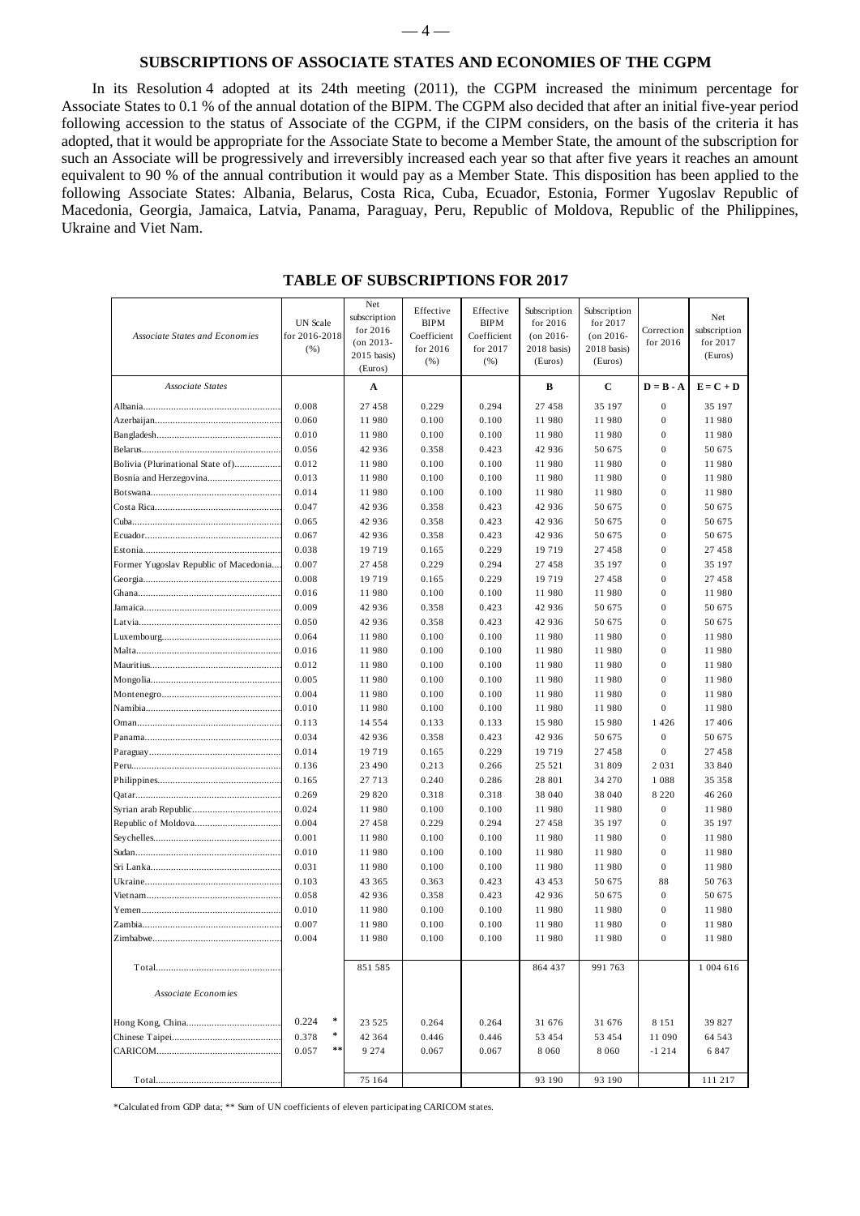## SUBSCRIPTIONS OF ASSOCIATE STATES AND ECONOMIES OF THE CGPM

In its Resolution 4 adopted at its 24th meeting (2011), the CGPM increased the minimum percentage for Associate States to 0.1 % of the annual dotation of the BIPM. The CGPM also decided that after an initial five-year period following accession to the status of Associate of the CGPM, if the CIPM considers, on the basis of the criteria it has adopted, that it would be appropriate for the Associate State to become a Member State, the amount of the subscription for such an Associate will be progressively and irreversibly increased each year so that after five years it reaches an amount equivalent to 90 % of the annual contribution it would pay as a Member State. This disposition has been applied to the following Associate States: Albania, Belarus, Costa Rica, Cuba, Ecuador, Estonia, Former Yugoslav Republic of Macedonia, Georgia, Jamaica, Latvia, Panama, Paraguay, Peru, Republic of Moldova, Republic of the Philippines, Ukraine and Viet Nam.

### TABLE OF SUBSCRIPTIONS FOR 2017

| *Associate States and Economies* | UN Scale for 2016-2018 (%) | Net subscription for 2016 (on 2013-2015 basis) (Euros) | Effective BIPM Coefficient for 2016 (%) | Effective BIPM Coefficient for 2017 (%) | Subscription for 2016 (on 2016-2018 basis) (Euros) | Subscription for 2017 (on 2016-2018 basis) (Euros) | Correction for 2016 | Net subscription for 2017 (Euros) |
|---|---|---|---|---|---|---|---|---|
| *Associate States* | | **A** | | | **B** | **C** | **D = B - A** | **E = C + D** |
| Albania | 0.008 | 27 458 | 0.229 | 0.294 | 27 458 | 35 197 | 0 | 35 197 |
| Azerbaijan | 0.060 | 11 980 | 0.100 | 0.100 | 11 980 | 11 980 | 0 | 11 980 |
| Bangladesh | 0.010 | 11 980 | 0.100 | 0.100 | 11 980 | 11 980 | 0 | 11 980 |
| Belarus | 0.056 | 42 936 | 0.358 | 0.423 | 42 936 | 50 675 | 0 | 50 675 |
| Bolivia (Plurinational State of) | 0.012 | 11 980 | 0.100 | 0.100 | 11 980 | 11 980 | 0 | 11 980 |
| Bosnia and Herzegovina | 0.013 | 11 980 | 0.100 | 0.100 | 11 980 | 11 980 | 0 | 11 980 |
| Botswana | 0.014 | 11 980 | 0.100 | 0.100 | 11 980 | 11 980 | 0 | 11 980 |
| Costa Rica | 0.047 | 42 936 | 0.358 | 0.423 | 42 936 | 50 675 | 0 | 50 675 |
| Cuba | 0.065 | 42 936 | 0.358 | 0.423 | 42 936 | 50 675 | 0 | 50 675 |
| Ecuador | 0.067 | 42 936 | 0.358 | 0.423 | 42 936 | 50 675 | 0 | 50 675 |
| Estonia | 0.038 | 19 719 | 0.165 | 0.229 | 19 719 | 27 458 | 0 | 27 458 |
| Former Yugoslav Republic of Macedonia | 0.007 | 27 458 | 0.229 | 0.294 | 27 458 | 35 197 | 0 | 35 197 |
| Georgia | 0.008 | 19 719 | 0.165 | 0.229 | 19 719 | 27 458 | 0 | 27 458 |
| Ghana | 0.016 | 11 980 | 0.100 | 0.100 | 11 980 | 11 980 | 0 | 11 980 |
| Jamaica | 0.009 | 42 936 | 0.358 | 0.423 | 42 936 | 50 675 | 0 | 50 675 |
| Latvia | 0.050 | 42 936 | 0.358 | 0.423 | 42 936 | 50 675 | 0 | 50 675 |
| Luxembourg | 0.064 | 11 980 | 0.100 | 0.100 | 11 980 | 11 980 | 0 | 11 980 |
| Malta | 0.016 | 11 980 | 0.100 | 0.100 | 11 980 | 11 980 | 0 | 11 980 |
| Mauritius | 0.012 | 11 980 | 0.100 | 0.100 | 11 980 | 11 980 | 0 | 11 980 |
| Mongolia | 0.005 | 11 980 | 0.100 | 0.100 | 11 980 | 11 980 | 0 | 11 980 |
| Montenegro | 0.004 | 11 980 | 0.100 | 0.100 | 11 980 | 11 980 | 0 | 11 980 |
| Namibia | 0.010 | 11 980 | 0.100 | 0.100 | 11 980 | 11 980 | 0 | 11 980 |
| Oman | 0.113 | 14 554 | 0.133 | 0.133 | 15 980 | 15 980 | 1 426 | 17 406 |
| Panama | 0.034 | 42 936 | 0.358 | 0.423 | 42 936 | 50 675 | 0 | 50 675 |
| Paraguay | 0.014 | 19 719 | 0.165 | 0.229 | 19 719 | 27 458 | 0 | 27 458 |
| Peru | 0.136 | 23 490 | 0.213 | 0.266 | 25 521 | 31 809 | 2 031 | 33 840 |
| Philippines | 0.165 | 27 713 | 0.240 | 0.286 | 28 801 | 34 270 | 1 088 | 35 358 |
| Qatar | 0.269 | 29 820 | 0.318 | 0.318 | 38 040 | 38 040 | 8 220 | 46 260 |
| Syrian arab Republic | 0.024 | 11 980 | 0.100 | 0.100 | 11 980 | 11 980 | 0 | 11 980 |
| Republic of Moldova | 0.004 | 27 458 | 0.229 | 0.294 | 27 458 | 35 197 | 0 | 35 197 |
| Seychelles | 0.001 | 11 980 | 0.100 | 0.100 | 11 980 | 11 980 | 0 | 11 980 |
| Sudan | 0.010 | 11 980 | 0.100 | 0.100 | 11 980 | 11 980 | 0 | 11 980 |
| Sri Lanka | 0.031 | 11 980 | 0.100 | 0.100 | 11 980 | 11 980 | 0 | 11 980 |
| Ukraine | 0.103 | 43 365 | 0.363 | 0.423 | 43 453 | 50 675 | 88 | 50 763 |
| Vietnam | 0.058 | 42 936 | 0.358 | 0.423 | 42 936 | 50 675 | 0 | 50 675 |
| Yemen | 0.010 | 11 980 | 0.100 | 0.100 | 11 980 | 11 980 | 0 | 11 980 |
| Zambia | 0.007 | 11 980 | 0.100 | 0.100 | 11 980 | 11 980 | 0 | 11 980 |
| Zimbabwe | 0.004 | 11 980 | 0.100 | 0.100 | 11 980 | 11 980 | 0 | 11 980 |
| Total | | 851 585 | | | 864 437 | 991 763 | | 1 004 616 |
| *Associate Economies* | | | | | | | | |
| Hong Kong, China | 0.224 * | 23 525 | 0.264 | 0.264 | 31 676 | 31 676 | 8 151 | 39 827 |
| Chinese Taipei | 0.378 * | 42 364 | 0.446 | 0.446 | 53 454 | 53 454 | 11 090 | 64 543 |
| CARICOM | 0.057 ** | 9 274 | 0.067 | 0.067 | 8 060 | 8 060 | -1 214 | 6 847 |
| Total | | 75 164 | | | 93 190 | 93 190 | | 111 217 |

*Calculated from GDP data; ** Sum of UN coefficients of eleven participating CARICOM states.